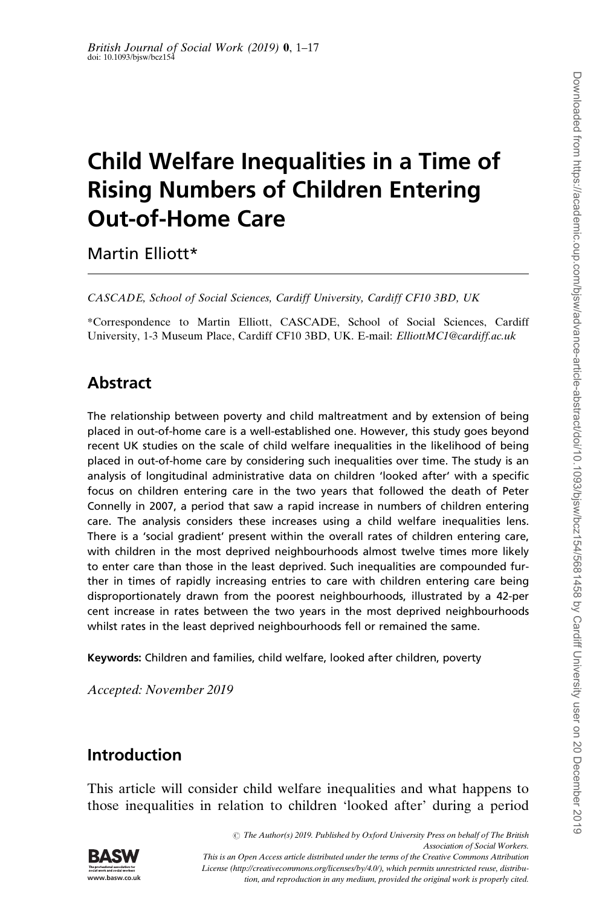# Child Welfare Inequalities in a Time of Rising Numbers of Children Entering Out-of-Home Care

Martin Elliott*

*CASCADE, School of Social Sciences, Cardiff University, Cardiff CF10 3BD, UK*

*Correspondence to Martin Elliott, CASCADE, School of Social Sciences, Cardiff University, 1-3 Museum Place, Cardiff CF10 3BD, UK. E-mail: *ElliottMC1@cardiff.ac.uk*

## Abstract

The relationship between poverty and child maltreatment and by extension of being placed in out-of-home care is a well-established one. However, this study goes beyond recent UK studies on the scale of child welfare inequalities in the likelihood of being placed in out-of-home care by considering such inequalities over time. The study is an analysis of longitudinal administrative data on children 'looked after' with a specific focus on children entering care in the two years that followed the death of Peter Connelly in 2007, a period that saw a rapid increase in numbers of children entering care. The analysis considers these increases using a child welfare inequalities lens. There is a 'social gradient' present within the overall rates of children entering care, with children in the most deprived neighbourhoods almost twelve times more likely to enter care than those in the least deprived. Such inequalities are compounded further in times of rapidly increasing entries to care with children entering care being disproportionately drawn from the poorest neighbourhoods, illustrated by a 42-per cent increase in rates between the two years in the most deprived neighbourhoods whilst rates in the least deprived neighbourhoods fell or remained the same.

**Keywords:** Children and families, child welfare, looked after children, poverty

*Accepted: November 2019*

## Introduction

This article will consider child welfare inequalities and what happens to those inequalities in relation to children 'looked after' during a period

© The Author(s) 2019. Published by Oxford University Press on behalf of The British Association of Social Workers.
This is an Open Access article distributed under the terms of the Creative Commons Attribution License (http://creativecommons.org/licenses/by/4.0/), which permits unrestricted reuse, distribution, and reproduction in any medium, provided the original work is properly cited.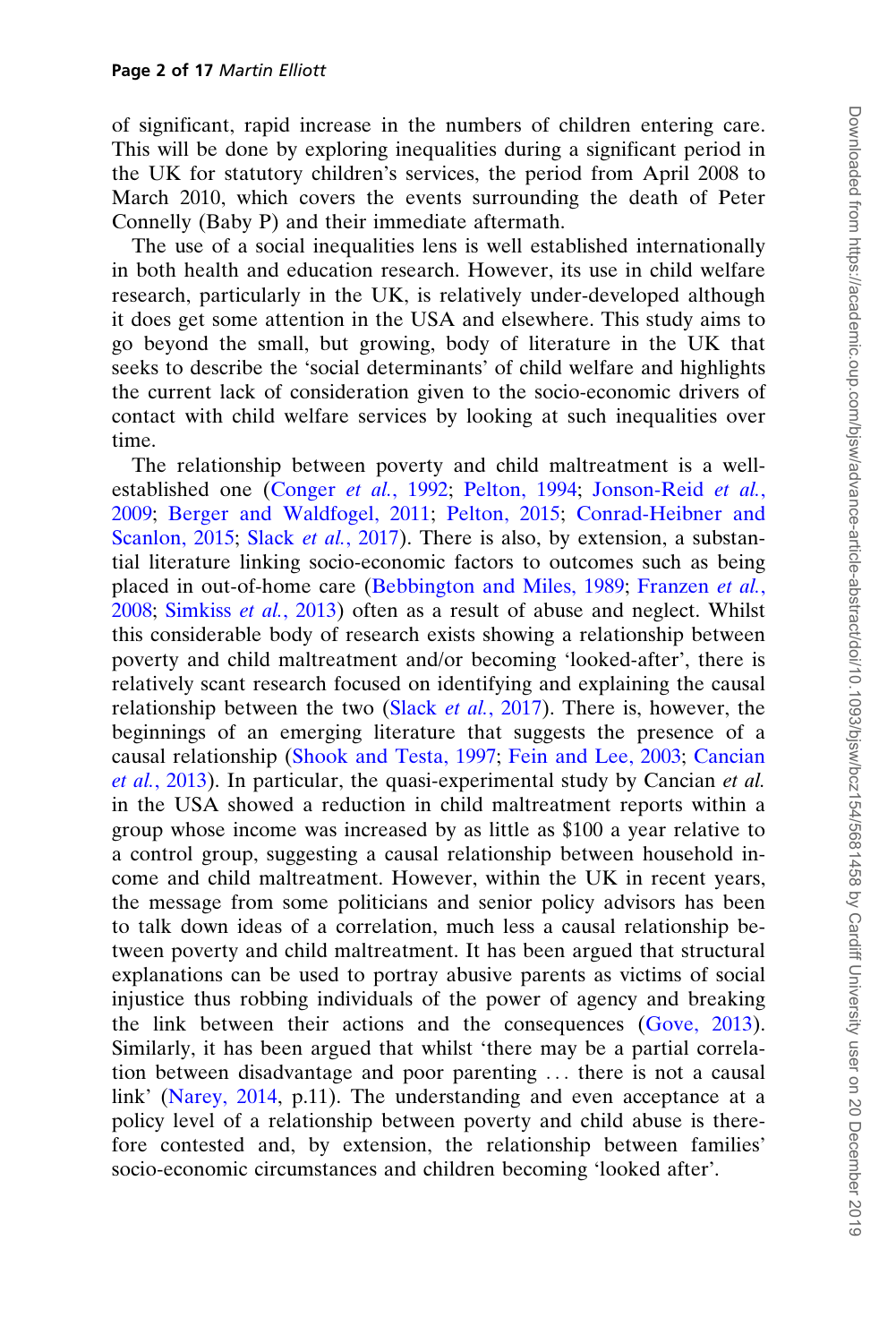of significant, rapid increase in the numbers of children entering care. This will be done by exploring inequalities during a significant period in the UK for statutory children's services, the period from April 2008 to March 2010, which covers the events surrounding the death of Peter Connelly (Baby P) and their immediate aftermath.

The use of a social inequalities lens is well established internationally in both health and education research. However, its use in child welfare research, particularly in the UK, is relatively under-developed although it does get some attention in the USA and elsewhere. This study aims to go beyond the small, but growing, body of literature in the UK that seeks to describe the 'social determinants' of child welfare and highlights the current lack of consideration given to the socio-economic drivers of contact with child welfare services by looking at such inequalities over time.

The relationship between poverty and child maltreatment is a well-established one (Conger *et al.*, 1992; Pelton, 1994; Jonson-Reid *et al.*, 2009; Berger and Waldfogel, 2011; Pelton, 2015; Conrad-Heibner and Scanlon, 2015; Slack *et al.*, 2017). There is also, by extension, a substantial literature linking socio-economic factors to outcomes such as being placed in out-of-home care (Bebbington and Miles, 1989; Franzen *et al.*, 2008; Simkiss *et al.*, 2013) often as a result of abuse and neglect. Whilst this considerable body of research exists showing a relationship between poverty and child maltreatment and/or becoming 'looked-after', there is relatively scant research focused on identifying and explaining the causal relationship between the two (Slack *et al.*, 2017). There is, however, the beginnings of an emerging literature that suggests the presence of a causal relationship (Shook and Testa, 1997; Fein and Lee, 2003; Cancian *et al.*, 2013). In particular, the quasi-experimental study by Cancian *et al.* in the USA showed a reduction in child maltreatment reports within a group whose income was increased by as little as $100 a year relative to a control group, suggesting a causal relationship between household income and child maltreatment. However, within the UK in recent years, the message from some politicians and senior policy advisors has been to talk down ideas of a correlation, much less a causal relationship between poverty and child maltreatment. It has been argued that structural explanations can be used to portray abusive parents as victims of social injustice thus robbing individuals of the power of agency and breaking the link between their actions and the consequences (Gove, 2013). Similarly, it has been argued that whilst 'there may be a partial correlation between disadvantage and poor parenting ... there is not a causal link' (Narey, 2014, p.11). The understanding and even acceptance at a policy level of a relationship between poverty and child abuse is therefore contested and, by extension, the relationship between families' socio-economic circumstances and children becoming 'looked after'.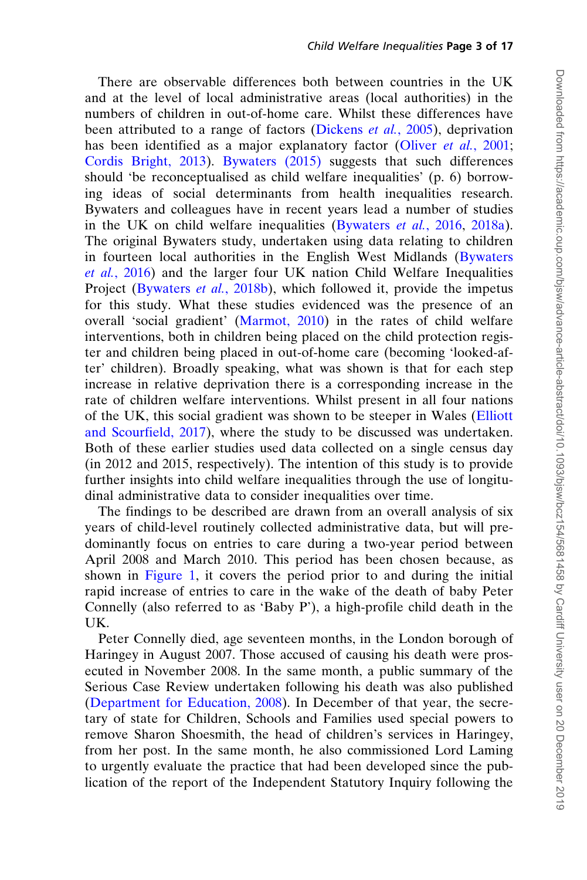There are observable differences both between countries in the UK and at the level of local administrative areas (local authorities) in the numbers of children in out-of-home care. Whilst these differences have been attributed to a range of factors (Dickens *et al.*, 2005), deprivation has been identified as a major explanatory factor (Oliver *et al.*, 2001; Cordis Bright, 2013). Bywaters (2015) suggests that such differences should 'be reconceptualised as child welfare inequalities' (p. 6) borrowing ideas of social determinants from health inequalities research. Bywaters and colleagues have in recent years lead a number of studies in the UK on child welfare inequalities (Bywaters *et al.*, 2016, 2018a). The original Bywaters study, undertaken using data relating to children in fourteen local authorities in the English West Midlands (Bywaters *et al.*, 2016) and the larger four UK nation Child Welfare Inequalities Project (Bywaters *et al.*, 2018b), which followed it, provide the impetus for this study. What these studies evidenced was the presence of an overall 'social gradient' (Marmot, 2010) in the rates of child welfare interventions, both in children being placed on the child protection register and children being placed in out-of-home care (becoming 'looked-after' children). Broadly speaking, what was shown is that for each step increase in relative deprivation there is a corresponding increase in the rate of children welfare interventions. Whilst present in all four nations of the UK, this social gradient was shown to be steeper in Wales (Elliott and Scourfield, 2017), where the study to be discussed was undertaken. Both of these earlier studies used data collected on a single census day (in 2012 and 2015, respectively). The intention of this study is to provide further insights into child welfare inequalities through the use of longitudinal administrative data to consider inequalities over time.

The findings to be described are drawn from an overall analysis of six years of child-level routinely collected administrative data, but will predominantly focus on entries to care during a two-year period between April 2008 and March 2010. This period has been chosen because, as shown in Figure 1, it covers the period prior to and during the initial rapid increase of entries to care in the wake of the death of baby Peter Connelly (also referred to as 'Baby P'), a high-profile child death in the UK.

Peter Connelly died, age seventeen months, in the London borough of Haringey in August 2007. Those accused of causing his death were prosecuted in November 2008. In the same month, a public summary of the Serious Case Review undertaken following his death was also published (Department for Education, 2008). In December of that year, the secretary of state for Children, Schools and Families used special powers to remove Sharon Shoesmith, the head of children's services in Haringey, from her post. In the same month, he also commissioned Lord Laming to urgently evaluate the practice that had been developed since the publication of the report of the Independent Statutory Inquiry following the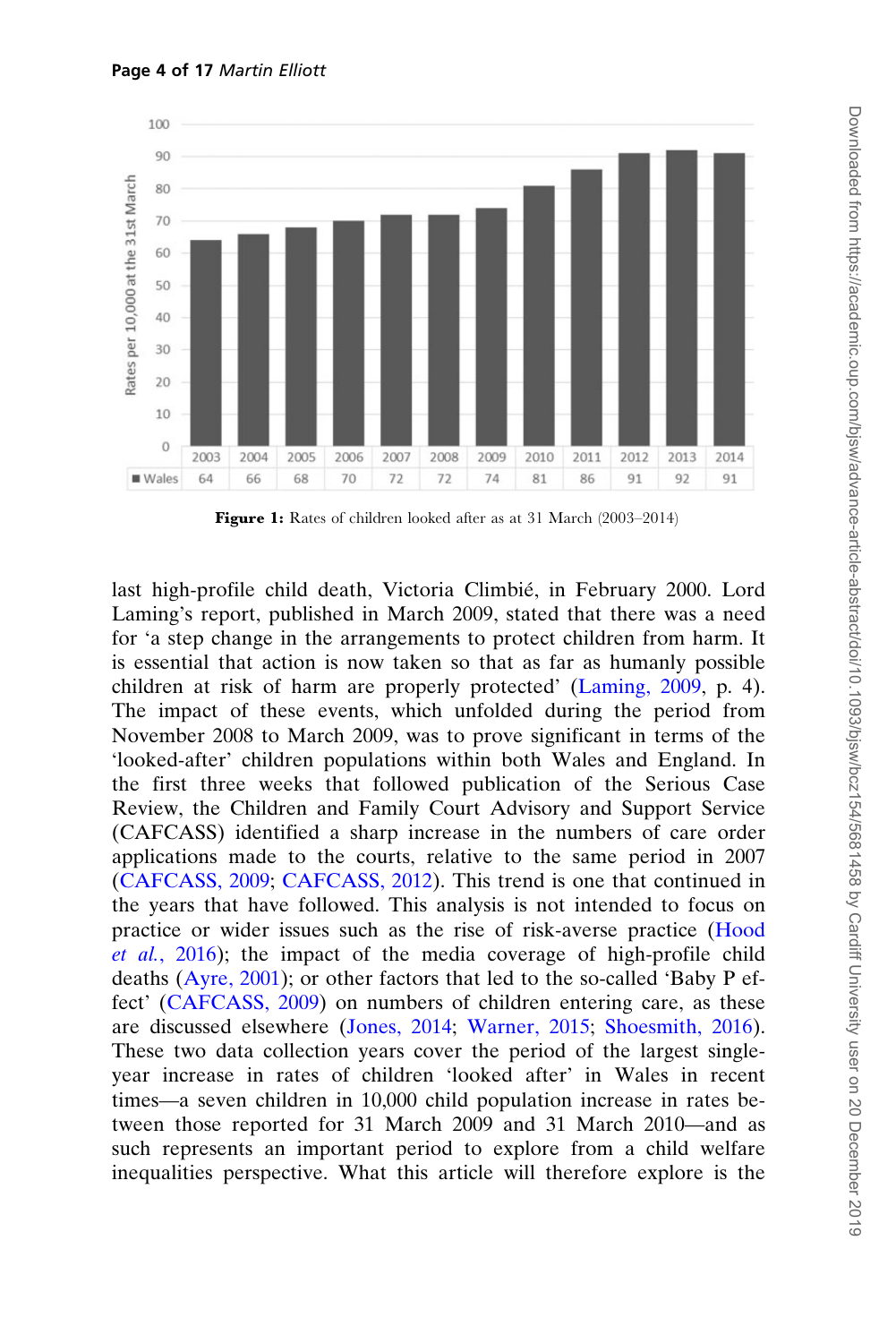| | 2003 | 2004 | 2005 | 2006 | 2007 | 2008 | 2009 | 2010 | 2011 | 2012 | 2013 | 2014 |
|---|---|---|---|---|---|---|---|---|---|---|---|---|
| Wales | 64 | 66 | 68 | 70 | 72 | 72 | 74 | 81 | 86 | 91 | 92 | 91 |

**Figure 1:** Rates of children looked after as at 31 March (2003–2014)

last high-profile child death, Victoria Climbié, in February 2000. Lord Laming's report, published in March 2009, stated that there was a need for 'a step change in the arrangements to protect children from harm. It is essential that action is now taken so that as far as humanly possible children at risk of harm are properly protected' (Laming, 2009, p. 4). The impact of these events, which unfolded during the period from November 2008 to March 2009, was to prove significant in terms of the 'looked-after' children populations within both Wales and England. In the first three weeks that followed publication of the Serious Case Review, the Children and Family Court Advisory and Support Service (CAFCASS) identified a sharp increase in the numbers of care order applications made to the courts, relative to the same period in 2007 (CAFCASS, 2009; CAFCASS, 2012). This trend is one that continued in the years that have followed. This analysis is not intended to focus on practice or wider issues such as the rise of risk-averse practice (Hood *et al.*, 2016); the impact of the media coverage of high-profile child deaths (Ayre, 2001); or other factors that led to the so-called 'Baby P effect' (CAFCASS, 2009) on numbers of children entering care, as these are discussed elsewhere (Jones, 2014; Warner, 2015; Shoesmith, 2016). These two data collection years cover the period of the largest single-year increase in rates of children 'looked after' in Wales in recent times—a seven children in 10,000 child population increase in rates between those reported for 31 March 2009 and 31 March 2010—and as such represents an important period to explore from a child welfare inequalities perspective. What this article will therefore explore is the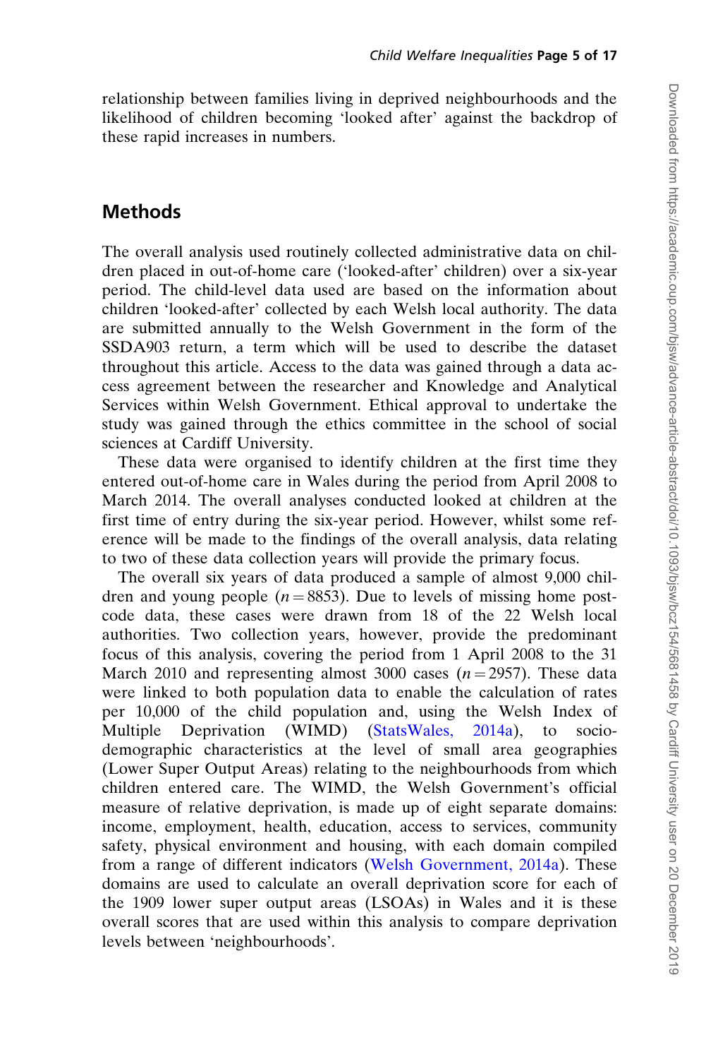relationship between families living in deprived neighbourhoods and the likelihood of children becoming 'looked after' against the backdrop of these rapid increases in numbers.

## Methods

The overall analysis used routinely collected administrative data on children placed in out-of-home care ('looked-after' children) over a six-year period. The child-level data used are based on the information about children 'looked-after' collected by each Welsh local authority. The data are submitted annually to the Welsh Government in the form of the SSDA903 return, a term which will be used to describe the dataset throughout this article. Access to the data was gained through a data access agreement between the researcher and Knowledge and Analytical Services within Welsh Government. Ethical approval to undertake the study was gained through the ethics committee in the school of social sciences at Cardiff University.

These data were organised to identify children at the first time they entered out-of-home care in Wales during the period from April 2008 to March 2014. The overall analyses conducted looked at children at the first time of entry during the six-year period. However, whilst some reference will be made to the findings of the overall analysis, data relating to two of these data collection years will provide the primary focus.

The overall six years of data produced a sample of almost 9,000 children and young people ($n = 8853$). Due to levels of missing home postcode data, these cases were drawn from 18 of the 22 Welsh local authorities. Two collection years, however, provide the predominant focus of this analysis, covering the period from 1 April 2008 to the 31 March 2010 and representing almost 3000 cases ($n = 2957$). These data were linked to both population data to enable the calculation of rates per 10,000 of the child population and, using the Welsh Index of Multiple Deprivation (WIMD) (StatsWales, 2014a), to socio-demographic characteristics at the level of small area geographies (Lower Super Output Areas) relating to the neighbourhoods from which children entered care. The WIMD, the Welsh Government's official measure of relative deprivation, is made up of eight separate domains: income, employment, health, education, access to services, community safety, physical environment and housing, with each domain compiled from a range of different indicators (Welsh Government, 2014a). These domains are used to calculate an overall deprivation score for each of the 1909 lower super output areas (LSOAs) in Wales and it is these overall scores that are used within this analysis to compare deprivation levels between 'neighbourhoods'.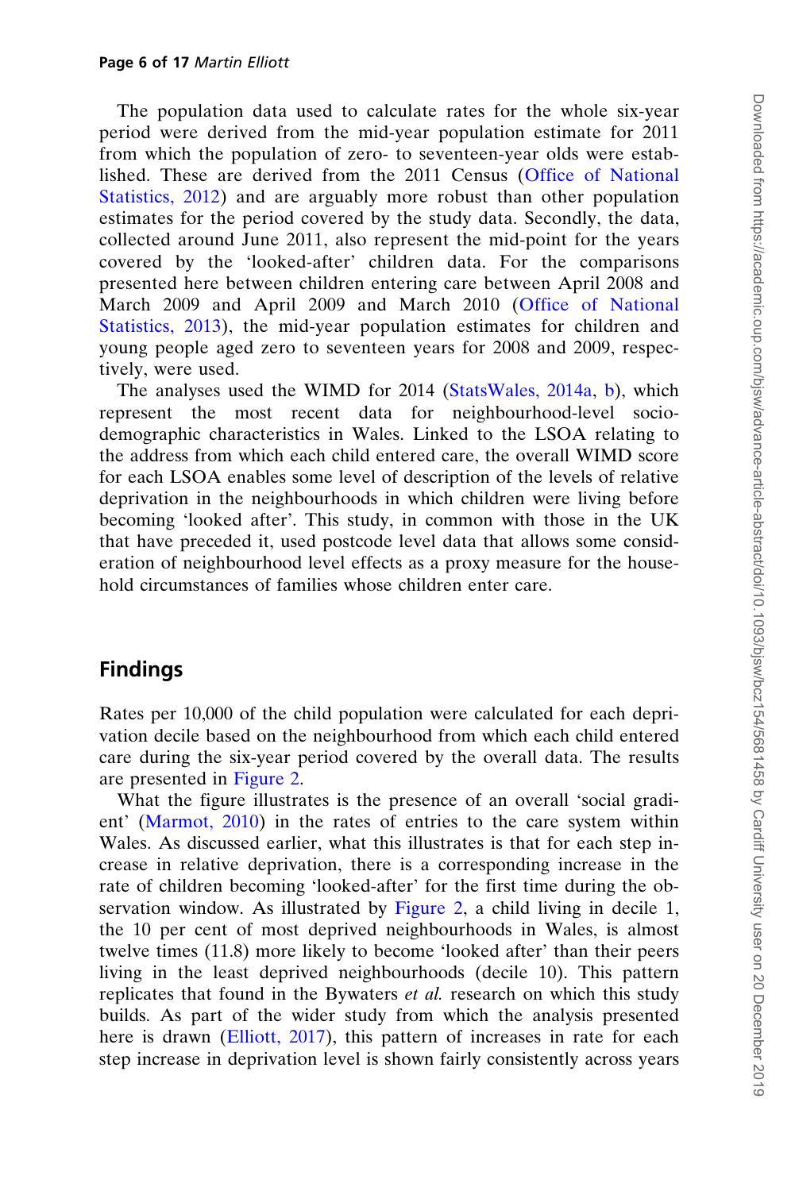The population data used to calculate rates for the whole six-year period were derived from the mid-year population estimate for 2011 from which the population of zero- to seventeen-year olds were established. These are derived from the 2011 Census (Office of National Statistics, 2012) and are arguably more robust than other population estimates for the period covered by the study data. Secondly, the data, collected around June 2011, also represent the mid-point for the years covered by the 'looked-after' children data. For the comparisons presented here between children entering care between April 2008 and March 2009 and April 2009 and March 2010 (Office of National Statistics, 2013), the mid-year population estimates for children and young people aged zero to seventeen years for 2008 and 2009, respectively, were used.

The analyses used the WIMD for 2014 (StatsWales, 2014a, b), which represent the most recent data for neighbourhood-level socio-demographic characteristics in Wales. Linked to the LSOA relating to the address from which each child entered care, the overall WIMD score for each LSOA enables some level of description of the levels of relative deprivation in the neighbourhoods in which children were living before becoming 'looked after'. This study, in common with those in the UK that have preceded it, used postcode level data that allows some consideration of neighbourhood level effects as a proxy measure for the household circumstances of families whose children enter care.

## Findings

Rates per 10,000 of the child population were calculated for each deprivation decile based on the neighbourhood from which each child entered care during the six-year period covered by the overall data. The results are presented in Figure 2.

What the figure illustrates is the presence of an overall 'social gradient' (Marmot, 2010) in the rates of entries to the care system within Wales. As discussed earlier, what this illustrates is that for each step increase in relative deprivation, there is a corresponding increase in the rate of children becoming 'looked-after' for the first time during the observation window. As illustrated by Figure 2, a child living in decile 1, the 10 per cent of most deprived neighbourhoods in Wales, is almost twelve times (11.8) more likely to become 'looked after' than their peers living in the least deprived neighbourhoods (decile 10). This pattern replicates that found in the Bywaters *et al.* research on which this study builds. As part of the wider study from which the analysis presented here is drawn (Elliott, 2017), this pattern of increases in rate for each step increase in deprivation level is shown fairly consistently across years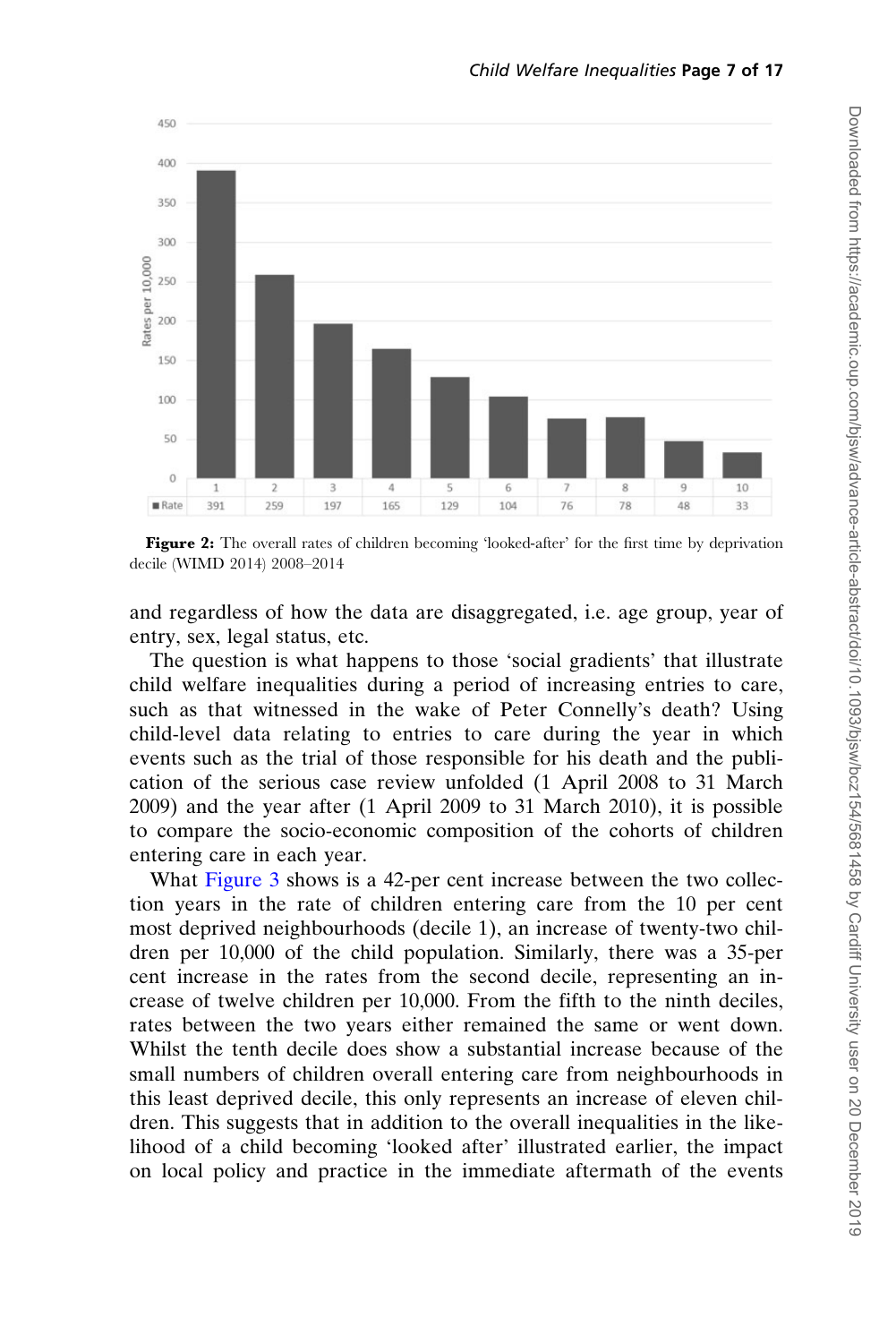| | 1 | 2 | 3 | 4 | 5 | 6 | 7 | 8 | 9 | 10 |
|---|---|---|---|---|---|---|---|---|---|---|
| Rate | 391 | 259 | 197 | 165 | 129 | 104 | 76 | 78 | 48 | 33 |

**Figure 2:** The overall rates of children becoming 'looked-after' for the first time by deprivation decile (WIMD 2014) 2008–2014

and regardless of how the data are disaggregated, i.e. age group, year of entry, sex, legal status, etc.

The question is what happens to those 'social gradients' that illustrate child welfare inequalities during a period of increasing entries to care, such as that witnessed in the wake of Peter Connelly's death? Using child-level data relating to entries to care during the year in which events such as the trial of those responsible for his death and the publication of the serious case review unfolded (1 April 2008 to 31 March 2009) and the year after (1 April 2009 to 31 March 2010), it is possible to compare the socio-economic composition of the cohorts of children entering care in each year.

What Figure 3 shows is a 42-per cent increase between the two collection years in the rate of children entering care from the 10 per cent most deprived neighbourhoods (decile 1), an increase of twenty-two children per 10,000 of the child population. Similarly, there was a 35-per cent increase in the rates from the second decile, representing an increase of twelve children per 10,000. From the fifth to the ninth deciles, rates between the two years either remained the same or went down. Whilst the tenth decile does show a substantial increase because of the small numbers of children overall entering care from neighbourhoods in this least deprived decile, this only represents an increase of eleven children. This suggests that in addition to the overall inequalities in the likelihood of a child becoming 'looked after' illustrated earlier, the impact on local policy and practice in the immediate aftermath of the events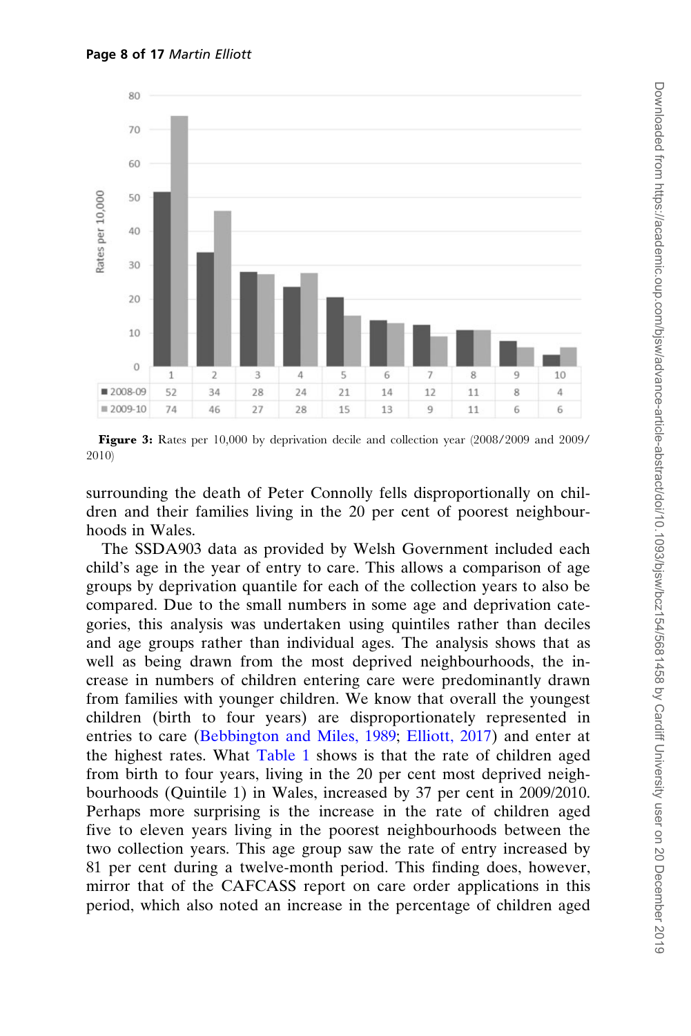| | 1 | 2 | 3 | 4 | 5 | 6 | 7 | 8 | 9 | 10 |
|---|---|---|---|---|---|---|---|---|---|---|
| 2008-09 | 52 | 34 | 28 | 24 | 21 | 14 | 12 | 11 | 8 | 4 |
| 2009-10 | 74 | 46 | 27 | 28 | 15 | 13 | 9 | 11 | 6 | 6 |

**Figure 3:** Rates per 10,000 by deprivation decile and collection year (2008/2009 and 2009/2010)

surrounding the death of Peter Connolly fells disproportionally on children and their families living in the 20 per cent of poorest neighbourhoods in Wales.

The SSDA903 data as provided by Welsh Government included each child's age in the year of entry to care. This allows a comparison of age groups by deprivation quantile for each of the collection years to also be compared. Due to the small numbers in some age and deprivation categories, this analysis was undertaken using quintiles rather than deciles and age groups rather than individual ages. The analysis shows that as well as being drawn from the most deprived neighbourhoods, the increase in numbers of children entering care were predominantly drawn from families with younger children. We know that overall the youngest children (birth to four years) are disproportionately represented in entries to care (Bebbington and Miles, 1989; Elliott, 2017) and enter at the highest rates. What Table 1 shows is that the rate of children aged from birth to four years, living in the 20 per cent most deprived neighbourhoods (Quintile 1) in Wales, increased by 37 per cent in 2009/2010. Perhaps more surprising is the increase in the rate of children aged five to eleven years living in the poorest neighbourhoods between the two collection years. This age group saw the rate of entry increased by 81 per cent during a twelve-month period. This finding does, however, mirror that of the CAFCASS report on care order applications in this period, which also noted an increase in the percentage of children aged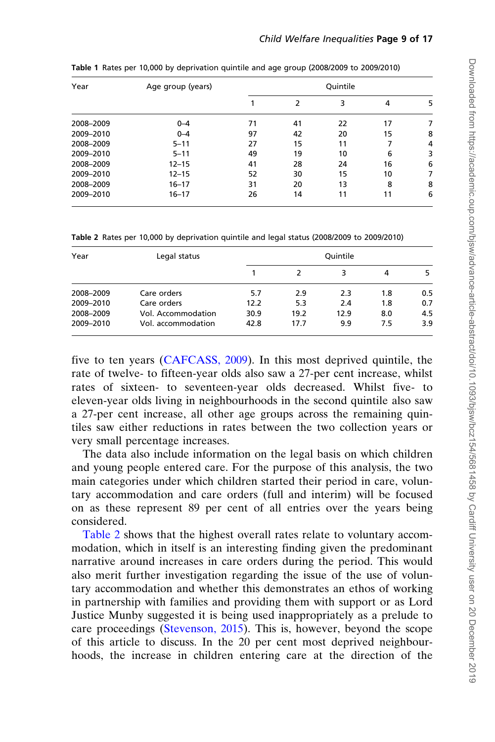**Table 1** Rates per 10,000 by deprivation quintile and age group (2008/2009 to 2009/2010)

| Year | Age group (years) | Quintile | | | | |
|---|---|---|---|---|---|---|
| | | 1 | 2 | 3 | 4 | 5 |
| 2008–2009 | 0–4 | 71 | 41 | 22 | 17 | 7 |
| 2009–2010 | 0–4 | 97 | 42 | 20 | 15 | 8 |
| 2008–2009 | 5–11 | 27 | 15 | 11 | 7 | 4 |
| 2009–2010 | 5–11 | 49 | 19 | 10 | 6 | 3 |
| 2008–2009 | 12–15 | 41 | 28 | 24 | 16 | 6 |
| 2009–2010 | 12–15 | 52 | 30 | 15 | 10 | 7 |
| 2008–2009 | 16–17 | 31 | 20 | 13 | 8 | 8 |
| 2009–2010 | 16–17 | 26 | 14 | 11 | 11 | 6 |

**Table 2** Rates per 10,000 by deprivation quintile and legal status (2008/2009 to 2009/2010)

| Year | Legal status | Quintile | | | | |
|---|---|---|---|---|---|---|
| | | 1 | 2 | 3 | 4 | 5 |
| 2008–2009 | Care orders | 5.7 | 2.9 | 2.3 | 1.8 | 0.5 |
| 2009–2010 | Care orders | 12.2 | 5.3 | 2.4 | 1.8 | 0.7 |
| 2008–2009 | Vol. Accommodation | 30.9 | 19.2 | 12.9 | 8.0 | 4.5 |
| 2009–2010 | Vol. accommodation | 42.8 | 17.7 | 9.9 | 7.5 | 3.9 |

five to ten years (CAFCASS, 2009). In this most deprived quintile, the rate of twelve- to fifteen-year olds also saw a 27-per cent increase, whilst rates of sixteen- to seventeen-year olds decreased. Whilst five- to eleven-year olds living in neighbourhoods in the second quintile also saw a 27-per cent increase, all other age groups across the remaining quintiles saw either reductions in rates between the two collection years or very small percentage increases.

The data also include information on the legal basis on which children and young people entered care. For the purpose of this analysis, the two main categories under which children started their period in care, voluntary accommodation and care orders (full and interim) will be focused on as these represent 89 per cent of all entries over the years being considered.

Table 2 shows that the highest overall rates relate to voluntary accommodation, which in itself is an interesting finding given the predominant narrative around increases in care orders during the period. This would also merit further investigation regarding the issue of the use of voluntary accommodation and whether this demonstrates an ethos of working in partnership with families and providing them with support or as Lord Justice Munby suggested it is being used inappropriately as a prelude to care proceedings (Stevenson, 2015). This is, however, beyond the scope of this article to discuss. In the 20 per cent most deprived neighbourhoods, the increase in children entering care at the direction of the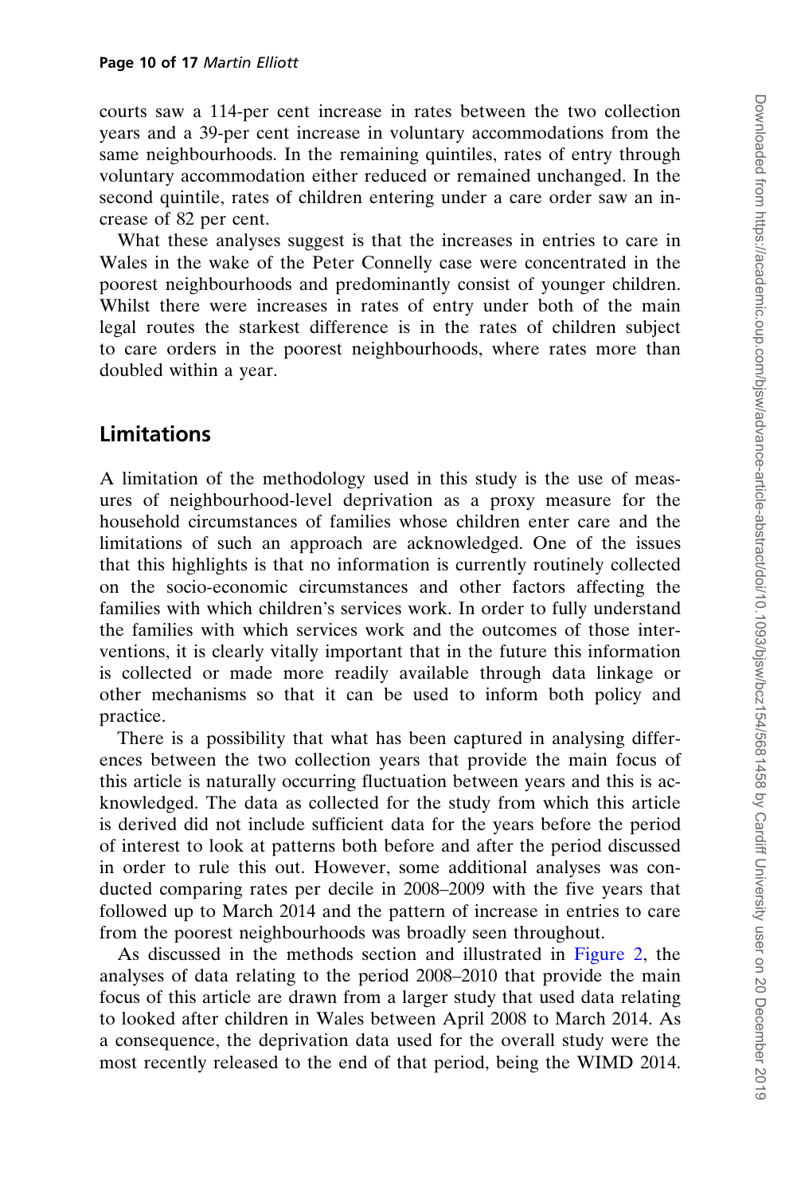courts saw a 114-per cent increase in rates between the two collection years and a 39-per cent increase in voluntary accommodations from the same neighbourhoods. In the remaining quintiles, rates of entry through voluntary accommodation either reduced or remained unchanged. In the second quintile, rates of children entering under a care order saw an increase of 82 per cent.

What these analyses suggest is that the increases in entries to care in Wales in the wake of the Peter Connelly case were concentrated in the poorest neighbourhoods and predominantly consist of younger children. Whilst there were increases in rates of entry under both of the main legal routes the starkest difference is in the rates of children subject to care orders in the poorest neighbourhoods, where rates more than doubled within a year.

## Limitations

A limitation of the methodology used in this study is the use of measures of neighbourhood-level deprivation as a proxy measure for the household circumstances of families whose children enter care and the limitations of such an approach are acknowledged. One of the issues that this highlights is that no information is currently routinely collected on the socio-economic circumstances and other factors affecting the families with which children's services work. In order to fully understand the families with which services work and the outcomes of those interventions, it is clearly vitally important that in the future this information is collected or made more readily available through data linkage or other mechanisms so that it can be used to inform both policy and practice.

There is a possibility that what has been captured in analysing differences between the two collection years that provide the main focus of this article is naturally occurring fluctuation between years and this is acknowledged. The data as collected for the study from which this article is derived did not include sufficient data for the years before the period of interest to look at patterns both before and after the period discussed in order to rule this out. However, some additional analyses was conducted comparing rates per decile in 2008–2009 with the five years that followed up to March 2014 and the pattern of increase in entries to care from the poorest neighbourhoods was broadly seen throughout.

As discussed in the methods section and illustrated in Figure 2, the analyses of data relating to the period 2008–2010 that provide the main focus of this article are drawn from a larger study that used data relating to looked after children in Wales between April 2008 to March 2014. As a consequence, the deprivation data used for the overall study were the most recently released to the end of that period, being the WIMD 2014.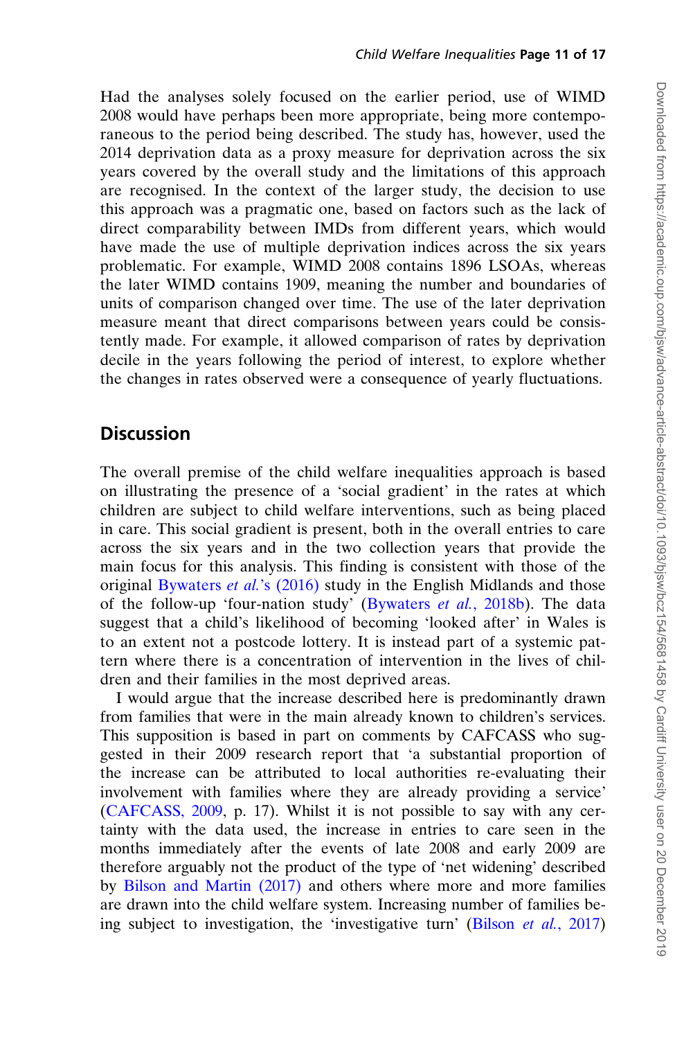Had the analyses solely focused on the earlier period, use of WIMD 2008 would have perhaps been more appropriate, being more contemporaneous to the period being described. The study has, however, used the 2014 deprivation data as a proxy measure for deprivation across the six years covered by the overall study and the limitations of this approach are recognised. In the context of the larger study, the decision to use this approach was a pragmatic one, based on factors such as the lack of direct comparability between IMDs from different years, which would have made the use of multiple deprivation indices across the six years problematic. For example, WIMD 2008 contains 1896 LSOAs, whereas the later WIMD contains 1909, meaning the number and boundaries of units of comparison changed over time. The use of the later deprivation measure meant that direct comparisons between years could be consistently made. For example, it allowed comparison of rates by deprivation decile in the years following the period of interest, to explore whether the changes in rates observed were a consequence of yearly fluctuations.

## Discussion

The overall premise of the child welfare inequalities approach is based on illustrating the presence of a 'social gradient' in the rates at which children are subject to child welfare interventions, such as being placed in care. This social gradient is present, both in the overall entries to care across the six years and in the two collection years that provide the main focus for this analysis. This finding is consistent with those of the original Bywaters *et al.*'s (2016) study in the English Midlands and those of the follow-up 'four-nation study' (Bywaters *et al.*, 2018b). The data suggest that a child's likelihood of becoming 'looked after' in Wales is to an extent not a postcode lottery. It is instead part of a systemic pattern where there is a concentration of intervention in the lives of children and their families in the most deprived areas.

I would argue that the increase described here is predominantly drawn from families that were in the main already known to children's services. This supposition is based in part on comments by CAFCASS who suggested in their 2009 research report that 'a substantial proportion of the increase can be attributed to local authorities re-evaluating their involvement with families where they are already providing a service' (CAFCASS, 2009, p. 17). Whilst it is not possible to say with any certainty with the data used, the increase in entries to care seen in the months immediately after the events of late 2008 and early 2009 are therefore arguably not the product of the type of 'net widening' described by Bilson and Martin (2017) and others where more and more families are drawn into the child welfare system. Increasing number of families being subject to investigation, the 'investigative turn' (Bilson *et al.*, 2017)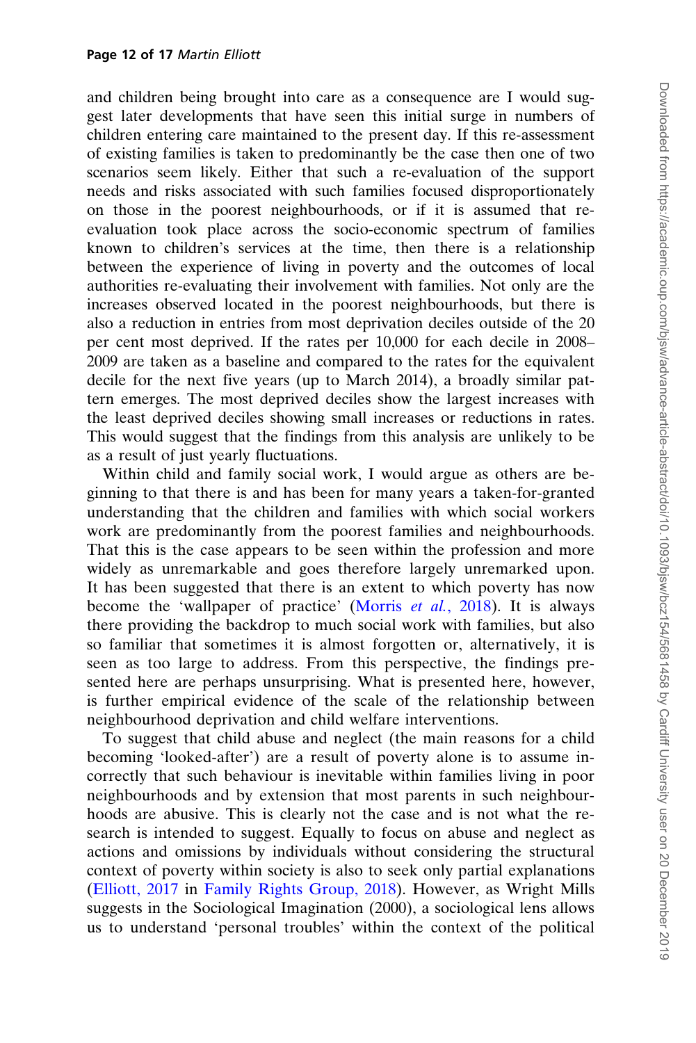and children being brought into care as a consequence are I would suggest later developments that have seen this initial surge in numbers of children entering care maintained to the present day. If this re-assessment of existing families is taken to predominantly be the case then one of two scenarios seem likely. Either that such a re-evaluation of the support needs and risks associated with such families focused disproportionately on those in the poorest neighbourhoods, or if it is assumed that re-evaluation took place across the socio-economic spectrum of families known to children's services at the time, then there is a relationship between the experience of living in poverty and the outcomes of local authorities re-evaluating their involvement with families. Not only are the increases observed located in the poorest neighbourhoods, but there is also a reduction in entries from most deprivation deciles outside of the 20 per cent most deprived. If the rates per 10,000 for each decile in 2008–2009 are taken as a baseline and compared to the rates for the equivalent decile for the next five years (up to March 2014), a broadly similar pattern emerges. The most deprived deciles show the largest increases with the least deprived deciles showing small increases or reductions in rates. This would suggest that the findings from this analysis are unlikely to be as a result of just yearly fluctuations.

Within child and family social work, I would argue as others are beginning to that there is and has been for many years a taken-for-granted understanding that the children and families with which social workers work are predominantly from the poorest families and neighbourhoods. That this is the case appears to be seen within the profession and more widely as unremarkable and goes therefore largely unremarked upon. It has been suggested that there is an extent to which poverty has now become the 'wallpaper of practice' (Morris *et al.*, 2018). It is always there providing the backdrop to much social work with families, but also so familiar that sometimes it is almost forgotten or, alternatively, it is seen as too large to address. From this perspective, the findings presented here are perhaps unsurprising. What is presented here, however, is further empirical evidence of the scale of the relationship between neighbourhood deprivation and child welfare interventions.

To suggest that child abuse and neglect (the main reasons for a child becoming 'looked-after') are a result of poverty alone is to assume incorrectly that such behaviour is inevitable within families living in poor neighbourhoods and by extension that most parents in such neighbourhoods are abusive. This is clearly not the case and is not what the research is intended to suggest. Equally to focus on abuse and neglect as actions and omissions by individuals without considering the structural context of poverty within society is also to seek only partial explanations (Elliott, 2017 in Family Rights Group, 2018). However, as Wright Mills suggests in the Sociological Imagination (2000), a sociological lens allows us to understand 'personal troubles' within the context of the political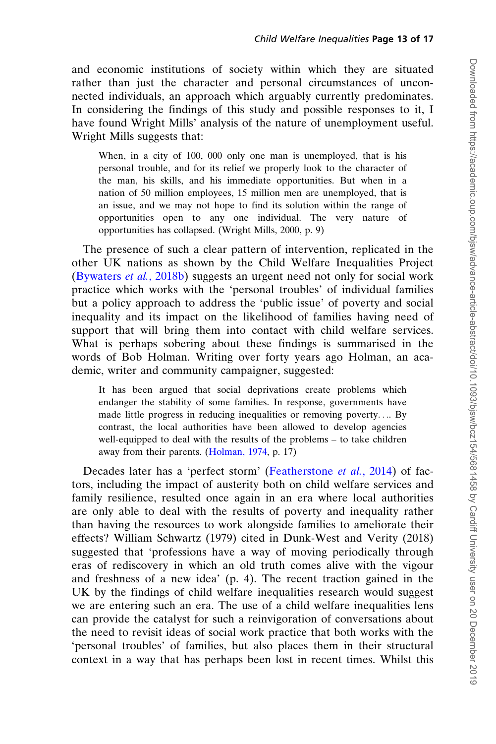and economic institutions of society within which they are situated rather than just the character and personal circumstances of unconnected individuals, an approach which arguably currently predominates. In considering the findings of this study and possible responses to it, I have found Wright Mills' analysis of the nature of unemployment useful. Wright Mills suggests that:

> When, in a city of 100, 000 only one man is unemployed, that is his personal trouble, and for its relief we properly look to the character of the man, his skills, and his immediate opportunities. But when in a nation of 50 million employees, 15 million men are unemployed, that is an issue, and we may not hope to find its solution within the range of opportunities open to any one individual. The very nature of opportunities has collapsed. (Wright Mills, 2000, p. 9)

The presence of such a clear pattern of intervention, replicated in the other UK nations as shown by the Child Welfare Inequalities Project (Bywaters *et al.*, 2018b) suggests an urgent need not only for social work practice which works with the 'personal troubles' of individual families but a policy approach to address the 'public issue' of poverty and social inequality and its impact on the likelihood of families having need of support that will bring them into contact with child welfare services. What is perhaps sobering about these findings is summarised in the words of Bob Holman. Writing over forty years ago Holman, an academic, writer and community campaigner, suggested:

> It has been argued that social deprivations create problems which endanger the stability of some families. In response, governments have made little progress in reducing inequalities or removing poverty.... By contrast, the local authorities have been allowed to develop agencies well-equipped to deal with the results of the problems – to take children away from their parents. (Holman, 1974, p. 17)

Decades later has a 'perfect storm' (Featherstone *et al.*, 2014) of factors, including the impact of austerity both on child welfare services and family resilience, resulted once again in an era where local authorities are only able to deal with the results of poverty and inequality rather than having the resources to work alongside families to ameliorate their effects? William Schwartz (1979) cited in Dunk-West and Verity (2018) suggested that 'professions have a way of moving periodically through eras of rediscovery in which an old truth comes alive with the vigour and freshness of a new idea' (p. 4). The recent traction gained in the UK by the findings of child welfare inequalities research would suggest we are entering such an era. The use of a child welfare inequalities lens can provide the catalyst for such a reinvigoration of conversations about the need to revisit ideas of social work practice that both works with the 'personal troubles' of families, but also places them in their structural context in a way that has perhaps been lost in recent times. Whilst this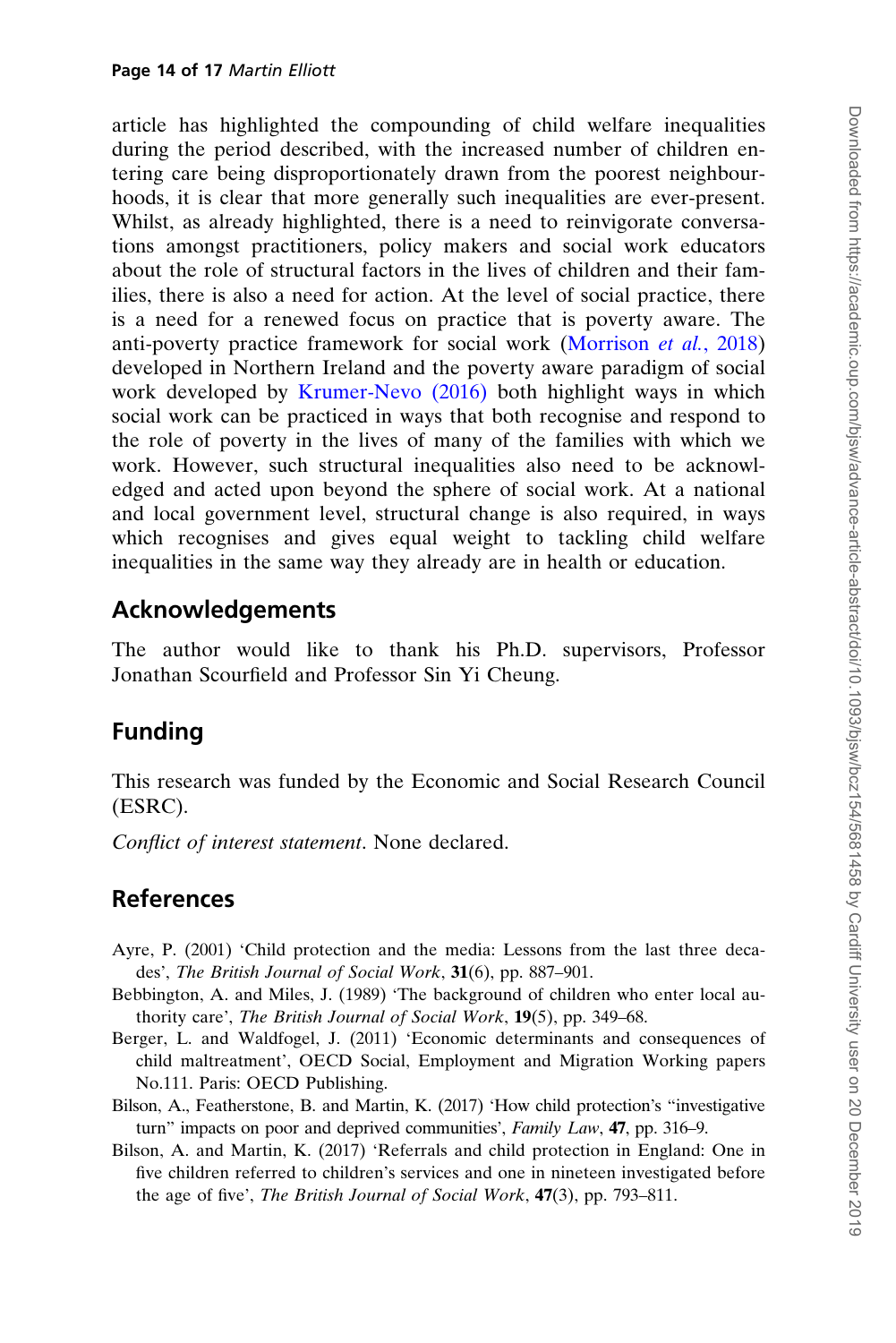article has highlighted the compounding of child welfare inequalities during the period described, with the increased number of children entering care being disproportionately drawn from the poorest neighbourhoods, it is clear that more generally such inequalities are ever-present. Whilst, as already highlighted, there is a need to reinvigorate conversations amongst practitioners, policy makers and social work educators about the role of structural factors in the lives of children and their families, there is also a need for action. At the level of social practice, there is a need for a renewed focus on practice that is poverty aware. The anti-poverty practice framework for social work (Morrison *et al.*, 2018) developed in Northern Ireland and the poverty aware paradigm of social work developed by Krumer-Nevo (2016) both highlight ways in which social work can be practiced in ways that both recognise and respond to the role of poverty in the lives of many of the families with which we work. However, such structural inequalities also need to be acknowledged and acted upon beyond the sphere of social work. At a national and local government level, structural change is also required, in ways which recognises and gives equal weight to tackling child welfare inequalities in the same way they already are in health or education.

## Acknowledgements

The author would like to thank his Ph.D. supervisors, Professor Jonathan Scourfield and Professor Sin Yi Cheung.

## Funding

This research was funded by the Economic and Social Research Council (ESRC).

*Conflict of interest statement*. None declared.

## References

Ayre, P. (2001) 'Child protection and the media: Lessons from the last three decades', *The British Journal of Social Work*, **31**(6), pp. 887–901.

Bebbington, A. and Miles, J. (1989) 'The background of children who enter local authority care', *The British Journal of Social Work*, **19**(5), pp. 349–68.

Berger, L. and Waldfogel, J. (2011) 'Economic determinants and consequences of child maltreatment', OECD Social, Employment and Migration Working papers No.111. Paris: OECD Publishing.

Bilson, A., Featherstone, B. and Martin, K. (2017) 'How child protection's "investigative turn" impacts on poor and deprived communities', *Family Law*, **47**, pp. 316–9.

Bilson, A. and Martin, K. (2017) 'Referrals and child protection in England: One in five children referred to children's services and one in nineteen investigated before the age of five', *The British Journal of Social Work*, **47**(3), pp. 793–811.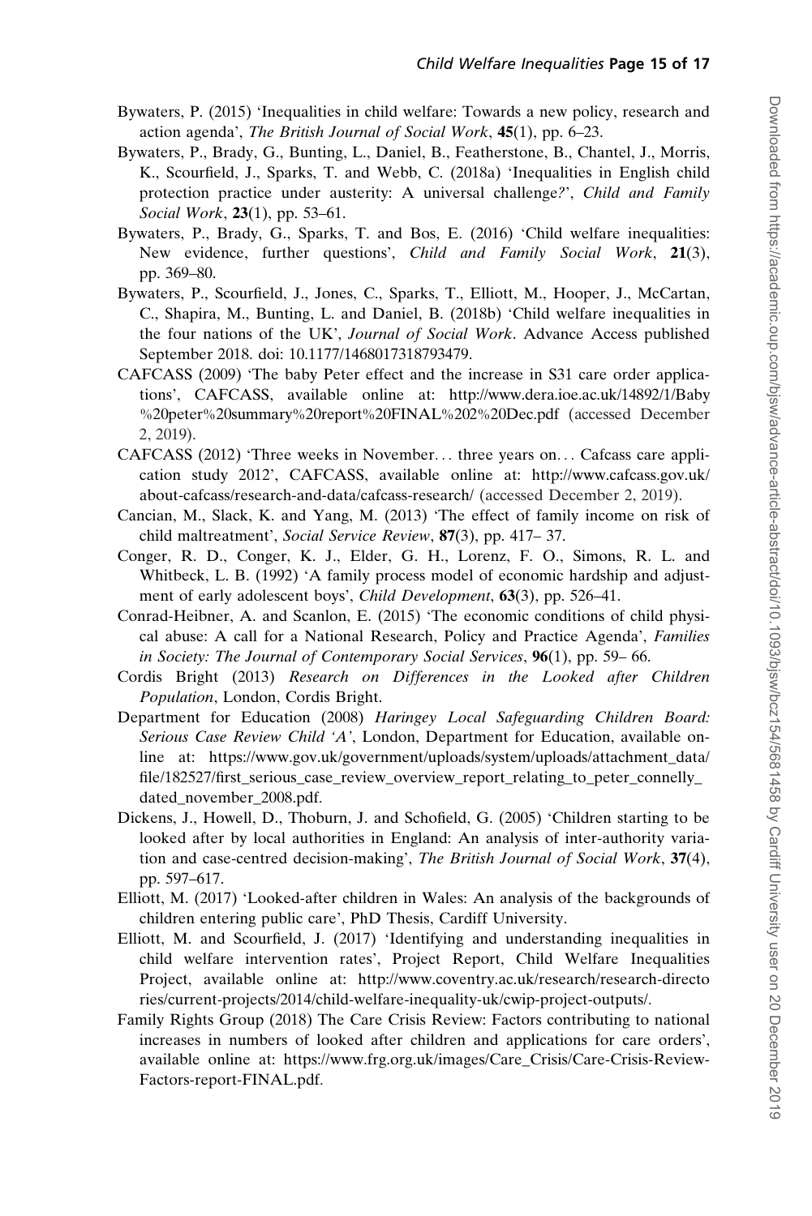Bywaters, P. (2015) 'Inequalities in child welfare: Towards a new policy, research and action agenda', *The British Journal of Social Work*, **45**(1), pp. 6–23.

Bywaters, P., Brady, G., Bunting, L., Daniel, B., Featherstone, B., Chantel, J., Morris, K., Scourfield, J., Sparks, T. and Webb, C. (2018a) 'Inequalities in English child protection practice under austerity: A universal challenge?', *Child and Family Social Work*, **23**(1), pp. 53–61.

Bywaters, P., Brady, G., Sparks, T. and Bos, E. (2016) 'Child welfare inequalities: New evidence, further questions', *Child and Family Social Work*, **21**(3), pp. 369–80.

Bywaters, P., Scourfield, J., Jones, C., Sparks, T., Elliott, M., Hooper, J., McCartan, C., Shapira, M., Bunting, L. and Daniel, B. (2018b) 'Child welfare inequalities in the four nations of the UK', *Journal of Social Work*. Advance Access published September 2018. doi: 10.1177/1468017318793479.

CAFCASS (2009) 'The baby Peter effect and the increase in S31 care order applications', CAFCASS, available online at: http://www.dera.ioe.ac.uk/14892/1/Baby%20peter%20summary%20report%20FINAL%202%20Dec.pdf (accessed December 2, 2019).

CAFCASS (2012) 'Three weeks in November… three years on… Cafcass care application study 2012', CAFCASS, available online at: http://www.cafcass.gov.uk/about-cafcass/research-and-data/cafcass-research/ (accessed December 2, 2019).

Cancian, M., Slack, K. and Yang, M. (2013) 'The effect of family income on risk of child maltreatment', *Social Service Review*, **87**(3), pp. 417– 37.

Conger, R. D., Conger, K. J., Elder, G. H., Lorenz, F. O., Simons, R. L. and Whitbeck, L. B. (1992) 'A family process model of economic hardship and adjustment of early adolescent boys', *Child Development*, **63**(3), pp. 526–41.

Conrad-Heibner, A. and Scanlon, E. (2015) 'The economic conditions of child physical abuse: A call for a National Research, Policy and Practice Agenda', *Families in Society: The Journal of Contemporary Social Services*, **96**(1), pp. 59– 66.

Cordis Bright (2013) *Research on Differences in the Looked after Children Population*, London, Cordis Bright.

Department for Education (2008) *Haringey Local Safeguarding Children Board: Serious Case Review Child 'A'*, London, Department for Education, available online at: https://www.gov.uk/government/uploads/system/uploads/attachment_data/file/182527/first_serious_case_review_overview_report_relating_to_peter_connelly_dated_november_2008.pdf.

Dickens, J., Howell, D., Thoburn, J. and Schofield, G. (2005) 'Children starting to be looked after by local authorities in England: An analysis of inter-authority variation and case-centred decision-making', *The British Journal of Social Work*, **37**(4), pp. 597–617.

Elliott, M. (2017) 'Looked-after children in Wales: An analysis of the backgrounds of children entering public care', PhD Thesis, Cardiff University.

Elliott, M. and Scourfield, J. (2017) 'Identifying and understanding inequalities in child welfare intervention rates', Project Report, Child Welfare Inequalities Project, available online at: http://www.coventry.ac.uk/research/research-directories/current-projects/2014/child-welfare-inequality-uk/cwip-project-outputs/.

Family Rights Group (2018) The Care Crisis Review: Factors contributing to national increases in numbers of looked after children and applications for care orders', available online at: https://www.frg.org.uk/images/Care_Crisis/Care-Crisis-Review-Factors-report-FINAL.pdf.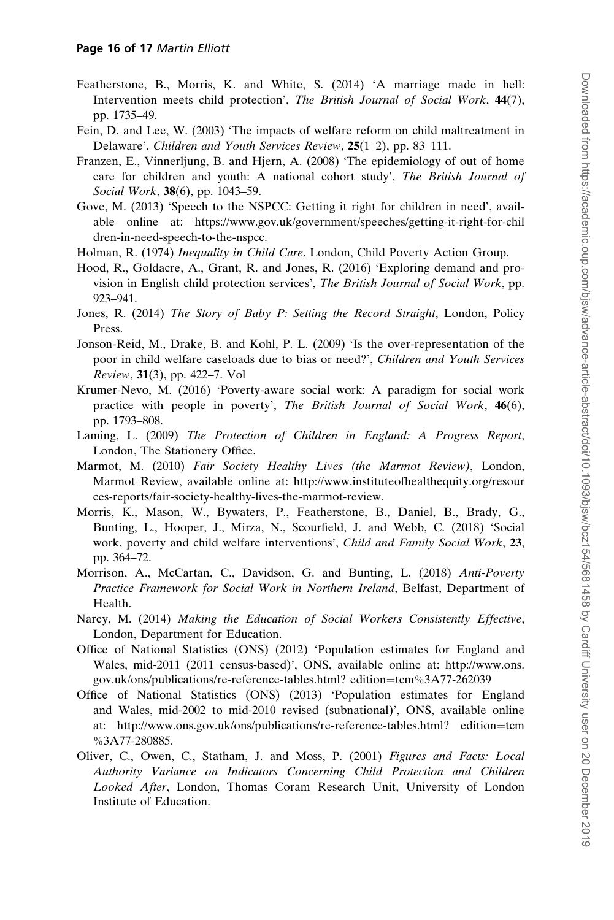Featherstone, B., Morris, K. and White, S. (2014) 'A marriage made in hell: Intervention meets child protection', *The British Journal of Social Work*, **44**(7), pp. 1735–49.

Fein, D. and Lee, W. (2003) 'The impacts of welfare reform on child maltreatment in Delaware', *Children and Youth Services Review*, **25**(1–2), pp. 83–111.

Franzen, E., Vinnerljung, B. and Hjern, A. (2008) 'The epidemiology of out of home care for children and youth: A national cohort study', *The British Journal of Social Work*, **38**(6), pp. 1043–59.

Gove, M. (2013) 'Speech to the NSPCC: Getting it right for children in need', available online at: https://www.gov.uk/government/speeches/getting-it-right-for-children-in-need-speech-to-the-nspcc.

Holman, R. (1974) *Inequality in Child Care*. London, Child Poverty Action Group.

Hood, R., Goldacre, A., Grant, R. and Jones, R. (2016) 'Exploring demand and provision in English child protection services', *The British Journal of Social Work*, pp. 923–941.

Jones, R. (2014) *The Story of Baby P: Setting the Record Straight*, London, Policy Press.

Jonson-Reid, M., Drake, B. and Kohl, P. L. (2009) 'Is the over-representation of the poor in child welfare caseloads due to bias or need?', *Children and Youth Services Review*, **31**(3), pp. 422–7. Vol

Krumer-Nevo, M. (2016) 'Poverty-aware social work: A paradigm for social work practice with people in poverty', *The British Journal of Social Work*, **46**(6), pp. 1793–808.

Laming, L. (2009) *The Protection of Children in England: A Progress Report*, London, The Stationery Office.

Marmot, M. (2010) *Fair Society Healthy Lives (the Marmot Review)*, London, Marmot Review, available online at: http://www.instituteofhealthequity.org/resources-reports/fair-society-healthy-lives-the-marmot-review.

Morris, K., Mason, W., Bywaters, P., Featherstone, B., Daniel, B., Brady, G., Bunting, L., Hooper, J., Mirza, N., Scourfield, J. and Webb, C. (2018) 'Social work, poverty and child welfare interventions', *Child and Family Social Work*, **23**, pp. 364–72.

Morrison, A., McCartan, C., Davidson, G. and Bunting, L. (2018) *Anti-Poverty Practice Framework for Social Work in Northern Ireland*, Belfast, Department of Health.

Narey, M. (2014) *Making the Education of Social Workers Consistently Effective*, London, Department for Education.

Office of National Statistics (ONS) (2012) 'Population estimates for England and Wales, mid-2011 (2011 census-based)', ONS, available online at: http://www.ons.gov.uk/ons/publications/re-reference-tables.html? edition=tcm%3A77-262039

Office of National Statistics (ONS) (2013) 'Population estimates for England and Wales, mid-2002 to mid-2010 revised (subnational)', ONS, available online at: http://www.ons.gov.uk/ons/publications/re-reference-tables.html? edition=tcm%3A77-280885.

Oliver, C., Owen, C., Statham, J. and Moss, P. (2001) *Figures and Facts: Local Authority Variance on Indicators Concerning Child Protection and Children Looked After*, London, Thomas Coram Research Unit, University of London Institute of Education.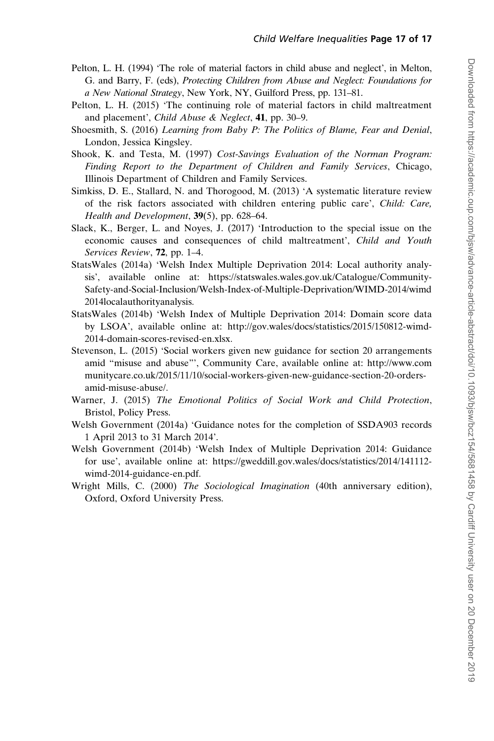Pelton, L. H. (1994) 'The role of material factors in child abuse and neglect', in Melton, G. and Barry, F. (eds), *Protecting Children from Abuse and Neglect: Foundations for a New National Strategy*, New York, NY, Guilford Press, pp. 131–81.

Pelton, L. H. (2015) 'The continuing role of material factors in child maltreatment and placement', *Child Abuse & Neglect*, **41**, pp. 30–9.

Shoesmith, S. (2016) *Learning from Baby P: The Politics of Blame, Fear and Denial*, London, Jessica Kingsley.

Shook, K. and Testa, M. (1997) *Cost-Savings Evaluation of the Norman Program: Finding Report to the Department of Children and Family Services*, Chicago, Illinois Department of Children and Family Services.

Simkiss, D. E., Stallard, N. and Thorogood, M. (2013) 'A systematic literature review of the risk factors associated with children entering public care', *Child: Care, Health and Development*, **39**(5), pp. 628–64.

Slack, K., Berger, L. and Noyes, J. (2017) 'Introduction to the special issue on the economic causes and consequences of child maltreatment', *Child and Youth Services Review*, **72**, pp. 1–4.

StatsWales (2014a) 'Welsh Index Multiple Deprivation 2014: Local authority analysis', available online at: https://statswales.wales.gov.uk/Catalogue/Community-Safety-and-Social-Inclusion/Welsh-Index-of-Multiple-Deprivation/WIMD-2014/wimd2014localauthorityanalysis.

StatsWales (2014b) 'Welsh Index of Multiple Deprivation 2014: Domain score data by LSOA', available online at: http://gov.wales/docs/statistics/2015/150812-wimd-2014-domain-scores-revised-en.xlsx.

Stevenson, L. (2015) 'Social workers given new guidance for section 20 arrangements amid "misuse and abuse"', Community Care, available online at: http://www.communitycare.co.uk/2015/11/10/social-workers-given-new-guidance-section-20-orders-amid-misuse-abuse/.

Warner, J. (2015) *The Emotional Politics of Social Work and Child Protection*, Bristol, Policy Press.

Welsh Government (2014a) 'Guidance notes for the completion of SSDA903 records 1 April 2013 to 31 March 2014'.

Welsh Government (2014b) 'Welsh Index of Multiple Deprivation 2014: Guidance for use', available online at: https://gweddill.gov.wales/docs/statistics/2014/141112-wimd-2014-guidance-en.pdf.

Wright Mills, C. (2000) *The Sociological Imagination* (40th anniversary edition), Oxford, Oxford University Press.